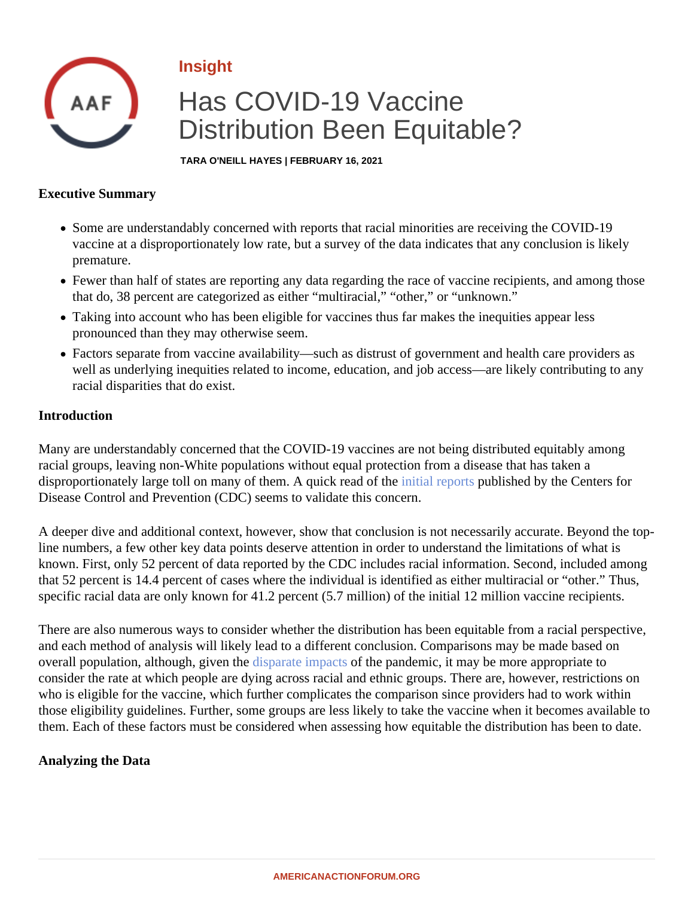Insight

# Has COVID-19 Vaccine Distribution Been Equitable?

TARA O'NEILL HAYES | FEBRUARY 16, 2021

**Executive Summary**

- Some are understandably concerned with reports that racial minorities are receiving the COVID-19 vaccine at a disproportionately low rate, but a survey of the data indicates that any conclusion is likely premature.
- Fewer than half of states are reporting any data regarding the race of vaccine recipients, and among those that do, 38 percent are categorized as either "multiracial," "other," or "unknown."
- Taking into account who has been eligible for vaccines thus far makes the inequities appear less pronounced than they may otherwise seem.
- Factors separate from vaccine availability—such as distrust of government and health care providers as well as underlying inequities related to income, education, and job access—are likely contributing to any racial disparities that do exist.

**Introduction**

Many are understandably concerned that the COVID-19 vaccines are not being distributed equitably among racial groups, leaving non-White populations without equal protection from a disease that has taken a disproportionately large toll on many of them. A quick read of the initial reports published by the Centers for Disease Control and Prevention (CDC) seems to validate this concern.

A deeper dive and additional context, however, show that conclusion is not necessarily accurate. Beyond the top-line numbers, a few other key data points deserve attention in order to understand the limitations of what is known. First, only 52 percent of data reported by the CDC includes racial information. Second, included among that 52 percent is 14.4 percent of cases where the individual is identified as either multiracial or "other." Thus, specific racial data are only known for 41.2 percent (5.7 million) of the initial 12 million vaccine recipients.

There are also numerous ways to consider whether the distribution has been equitable from a racial perspective, and each method of analysis will likely lead to a different conclusion. Comparisons may be made based on overall population, although, given the disparate impacts of the pandemic, it may be more appropriate to consider the rate at which people are dying across racial and ethnic groups. There are, however, restrictions on who is eligible for the vaccine, which further complicates the comparison since providers had to work within those eligibility guidelines. Further, some groups are less likely to take the vaccine when it becomes available to them. Each of these factors must be considered when assessing how equitable the distribution has been to date.

**Analyzing the Data**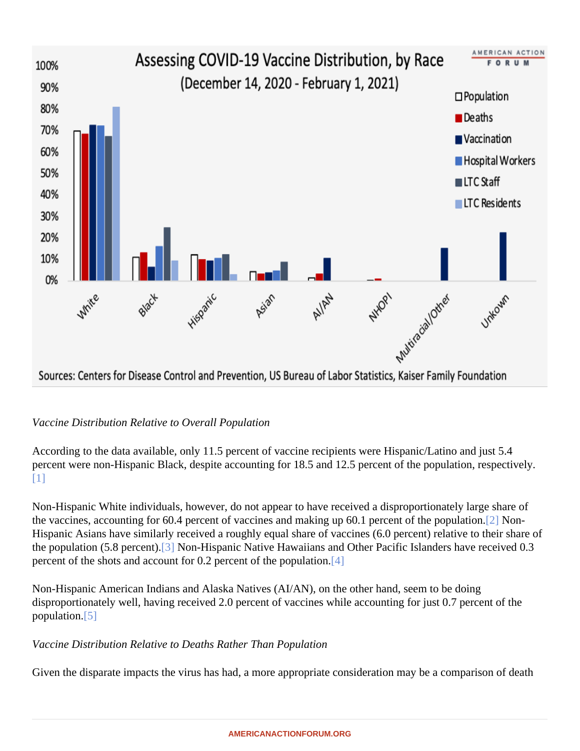*Vaccine Distribution Relative to Overall Population*

According to the data available, only 11.5 percent of vaccine recipients were Hispanic/Latino and just 5.4 percent were non-Hispanic Black, despite accounting for 18.5 and 12.5 percent of the population, respectively.[1]

Non-Hispanic White individuals, however, do not appear to have received a disproportionately large share of the vaccines, accounting for 60.4 percent of vaccines and making up 60.1 percent of the population.[2] Non-Hispanic Asians have similarly received a roughly equal share of vaccines (6.0 percent) relative to their share of the population (5.8 percent).[3] Non-Hispanic Native Hawaiians and Other Pacific Islanders have received 0.3 percent of the shots and account for 0.2 percent of the population.[4]

Non-Hispanic American Indians and Alaska Natives (AI/AN), on the other hand, seem to be doing disproportionately well, having received 2.0 percent of vaccines while accounting for just 0.7 percent of the population.[5]

*Vaccine Distribution Relative to Deaths Rather Than Population*

Given the disparate impacts the virus has had, a more appropriate consideration may be a comparison of death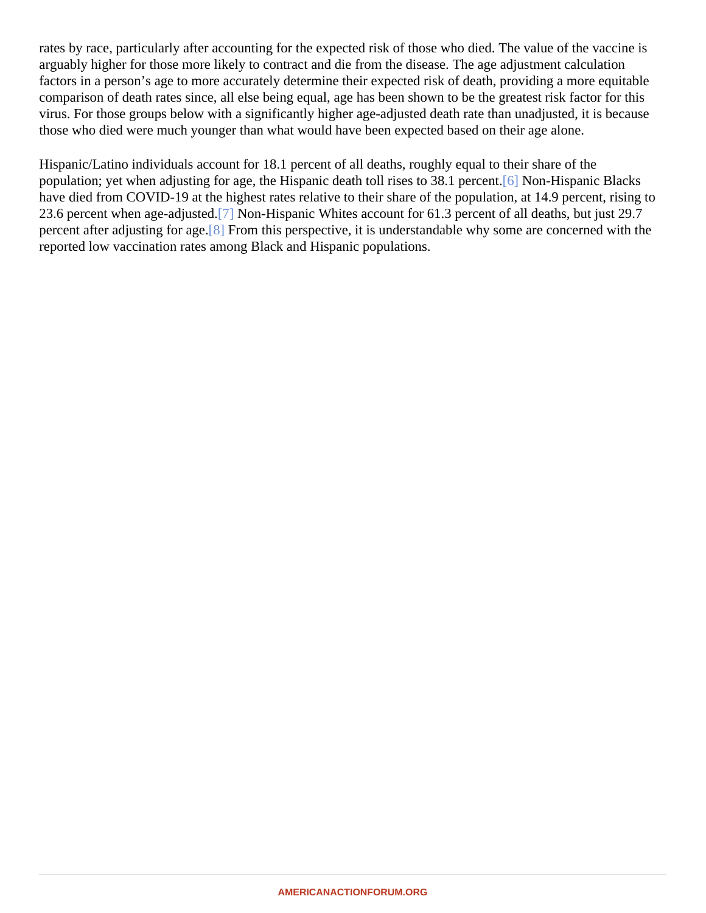rates by race, particularly after accounting for the expected risk of those who died. The value of the vaccine is arguably higher for those more likely to contract and die from the disease. The age adjustment calculation factors in a person's age to more accurately determine their expected risk of death, providing a more equitable comparison of death rates since, all else being equal, age has been shown to be the greatest risk factor for this virus. For those groups below with a significantly higher age-adjusted death rate than unadjusted, it is because those who died were much younger than what would have been expected based on their age alone.

Hispanic/Latino individuals account for 18.1 percent of all deaths, roughly equal to their share of the population; yet when adjusting for age, the Hispanic death toll rises to 38.1 percent.[6] Non-Hispanic Blacks have died from COVID-19 at the highest rates relative to their share of the population, at 14.9 percent, rising to 23.6 percent when age-adjusted.[7] Non-Hispanic Whites account for 61.3 percent of all deaths, but just 29.7 percent after adjusting for age.[8] From this perspective, it is understandable why some are concerned with the reported low vaccination rates among Black and Hispanic populations.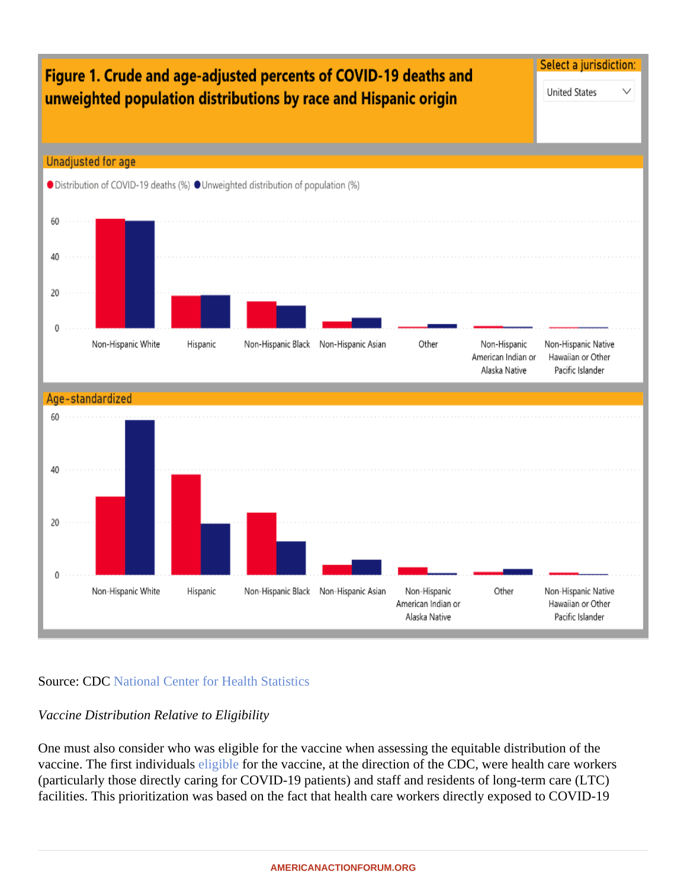Figure 1. Crude and age-adjusted percents of COVID-19 deaths and unweighted population distributions by race and Hispanic origin

Source: CDC National Center for Health Statistics

*Vaccine Distribution Relative to Eligibility*

One must also consider who was eligible for the vaccine when assessing the equitable distribution of the vaccine. The first individuals eligible for the vaccine, at the direction of the CDC, were health care workers (particularly those directly caring for COVID-19 patients) and staff and residents of long-term care (LTC) facilities. This prioritization was based on the fact that health care workers directly exposed to COVID-19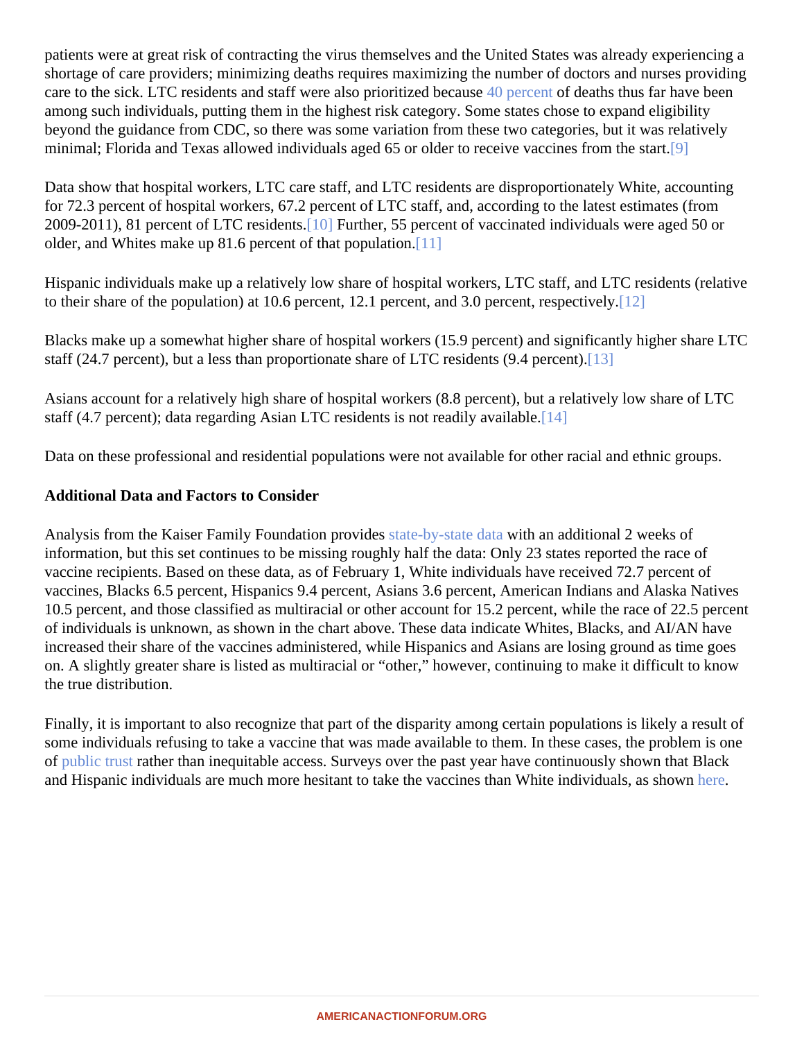patients were at great risk of contracting the virus themselves and the United States was already experiencing a shortage of care providers; minimizing deaths requires maximizing the number of doctors and nurses providing care to the sick. LTC residents and staff were also prioritized because 40 percent of deaths thus far have been among such individuals, putting them in the highest risk category. Some states chose to expand eligibility beyond the guidance from CDC, so there was some variation from these two categories, but it was relatively minimal; Florida and Texas allowed individuals aged 65 or older to receive vaccines from the start.[9]

Data show that hospital workers, LTC care staff, and LTC residents are disproportionately White, accounting for 72.3 percent of hospital workers, 67.2 percent of LTC staff, and, according to the latest estimates (from 2009-2011), 81 percent of LTC residents.[10] Further, 55 percent of vaccinated individuals were aged 50 or older, and Whites make up 81.6 percent of that population.[11]

Hispanic individuals make up a relatively low share of hospital workers, LTC staff, and LTC residents (relative to their share of the population) at 10.6 percent, 12.1 percent, and 3.0 percent, respectively.[12]

Blacks make up a somewhat higher share of hospital workers (15.9 percent) and significantly higher share LTC staff (24.7 percent), but a less than proportionate share of LTC residents (9.4 percent).[13]

Asians account for a relatively high share of hospital workers (8.8 percent), but a relatively low share of LTC staff (4.7 percent); data regarding Asian LTC residents is not readily available.[14]

Data on these professional and residential populations were not available for other racial and ethnic groups.

**Additional Data and Factors to Consider**

Analysis from the Kaiser Family Foundation provides state-by-state data with an additional 2 weeks of information, but this set continues to be missing roughly half the data: Only 23 states reported the race of vaccine recipients. Based on these data, as of February 1, White individuals have received 72.7 percent of vaccines, Blacks 6.5 percent, Hispanics 9.4 percent, Asians 3.6 percent, American Indians and Alaska Natives 10.5 percent, and those classified as multiracial or other account for 15.2 percent, while the race of 22.5 percent of individuals is unknown, as shown in the chart above. These data indicate Whites, Blacks, and AI/AN have increased their share of the vaccines administered, while Hispanics and Asians are losing ground as time goes on. A slightly greater share is listed as multiracial or "other," however, continuing to make it difficult to know the true distribution.

Finally, it is important to also recognize that part of the disparity among certain populations is likely a result of some individuals refusing to take a vaccine that was made available to them. In these cases, the problem is one of public trust rather than inequitable access. Surveys over the past year have continuously shown that Black and Hispanic individuals are much more hesitant to take the vaccines than White individuals, as shown here.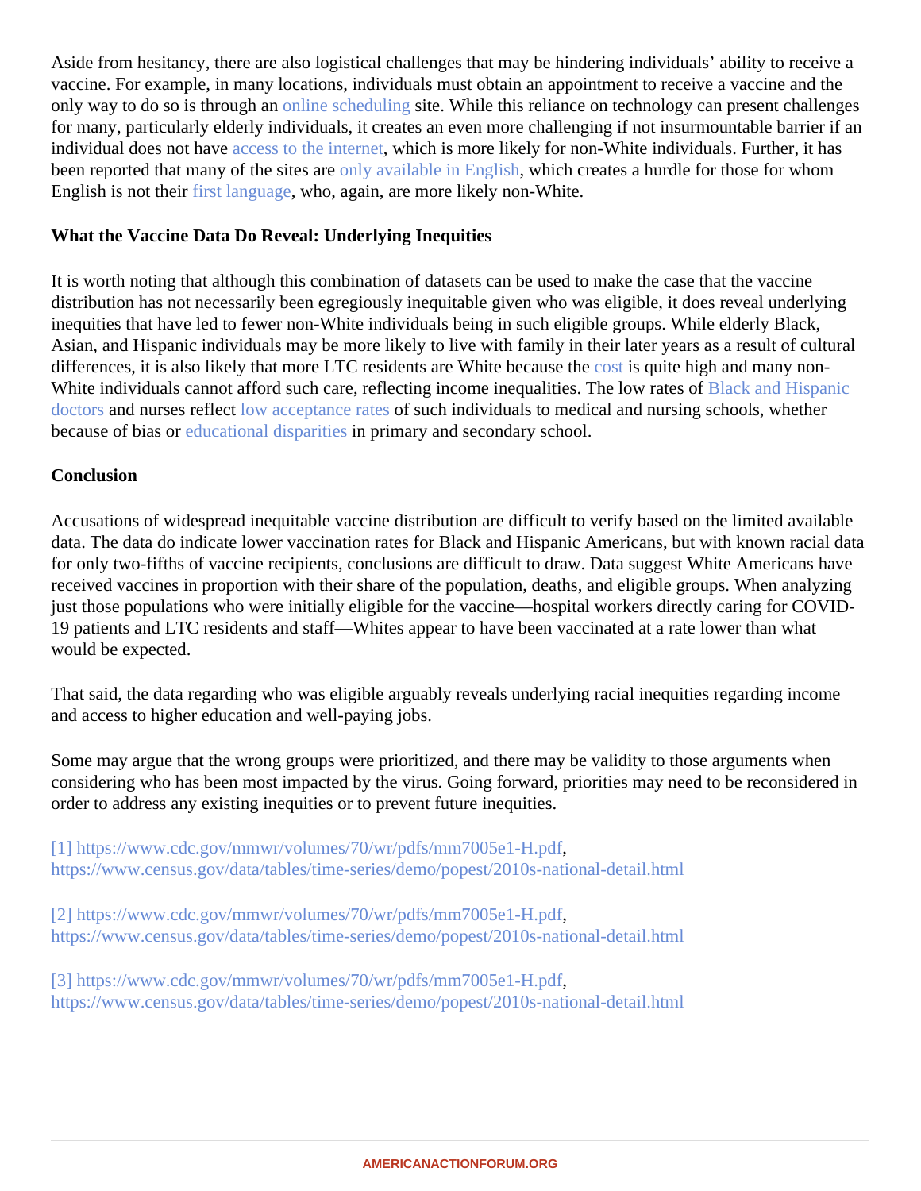Aside from hesitancy, there are also logistical challenges that may be hindering individuals' ability to receive a vaccine. For example, in many locations, individuals must obtain an appointment to receive a vaccine and the only way to do so is through an online scheduling site. While this reliance on technology can present challenges for many, particularly elderly individuals, it creates an even more challenging if not insurmountable barrier if an individual does not have access to the internet, which is more likely for non-White individuals. Further, it has been reported that many of the sites are only available in English, which creates a hurdle for those for whom English is not their first language, who, again, are more likely non-White.

**What the Vaccine Data Do Reveal: Underlying Inequities**

It is worth noting that although this combination of datasets can be used to make the case that the vaccine distribution has not necessarily been egregiously inequitable given who was eligible, it does reveal underlying inequities that have led to fewer non-White individuals being in such eligible groups. While elderly Black, Asian, and Hispanic individuals may be more likely to live with family in their later years as a result of cultural differences, it is also likely that more LTC residents are White because the cost is quite high and many non-White individuals cannot afford such care, reflecting income inequalities. The low rates of Black and Hispanic doctors and nurses reflect low acceptance rates of such individuals to medical and nursing schools, whether because of bias or educational disparities in primary and secondary school.

**Conclusion**

Accusations of widespread inequitable vaccine distribution are difficult to verify based on the limited available data. The data do indicate lower vaccination rates for Black and Hispanic Americans, but with known racial data for only two-fifths of vaccine recipients, conclusions are difficult to draw. Data suggest White Americans have received vaccines in proportion with their share of the population, deaths, and eligible groups. When analyzing just those populations who were initially eligible for the vaccine—hospital workers directly caring for COVID-19 patients and LTC residents and staff—Whites appear to have been vaccinated at a rate lower than what would be expected.

That said, the data regarding who was eligible arguably reveals underlying racial inequities regarding income and access to higher education and well-paying jobs.

Some may argue that the wrong groups were prioritized, and there may be validity to those arguments when considering who has been most impacted by the virus. Going forward, priorities may need to be reconsidered in order to address any existing inequities or to prevent future inequities.

[1] https://www.cdc.gov/mmwr/volumes/70/wr/pdfs/mm7005e1-H.pdf, https://www.census.gov/data/tables/time-series/demo/popest/2010s-national-detail.html

[2] https://www.cdc.gov/mmwr/volumes/70/wr/pdfs/mm7005e1-H.pdf, https://www.census.gov/data/tables/time-series/demo/popest/2010s-national-detail.html

[3] https://www.cdc.gov/mmwr/volumes/70/wr/pdfs/mm7005e1-H.pdf, https://www.census.gov/data/tables/time-series/demo/popest/2010s-national-detail.html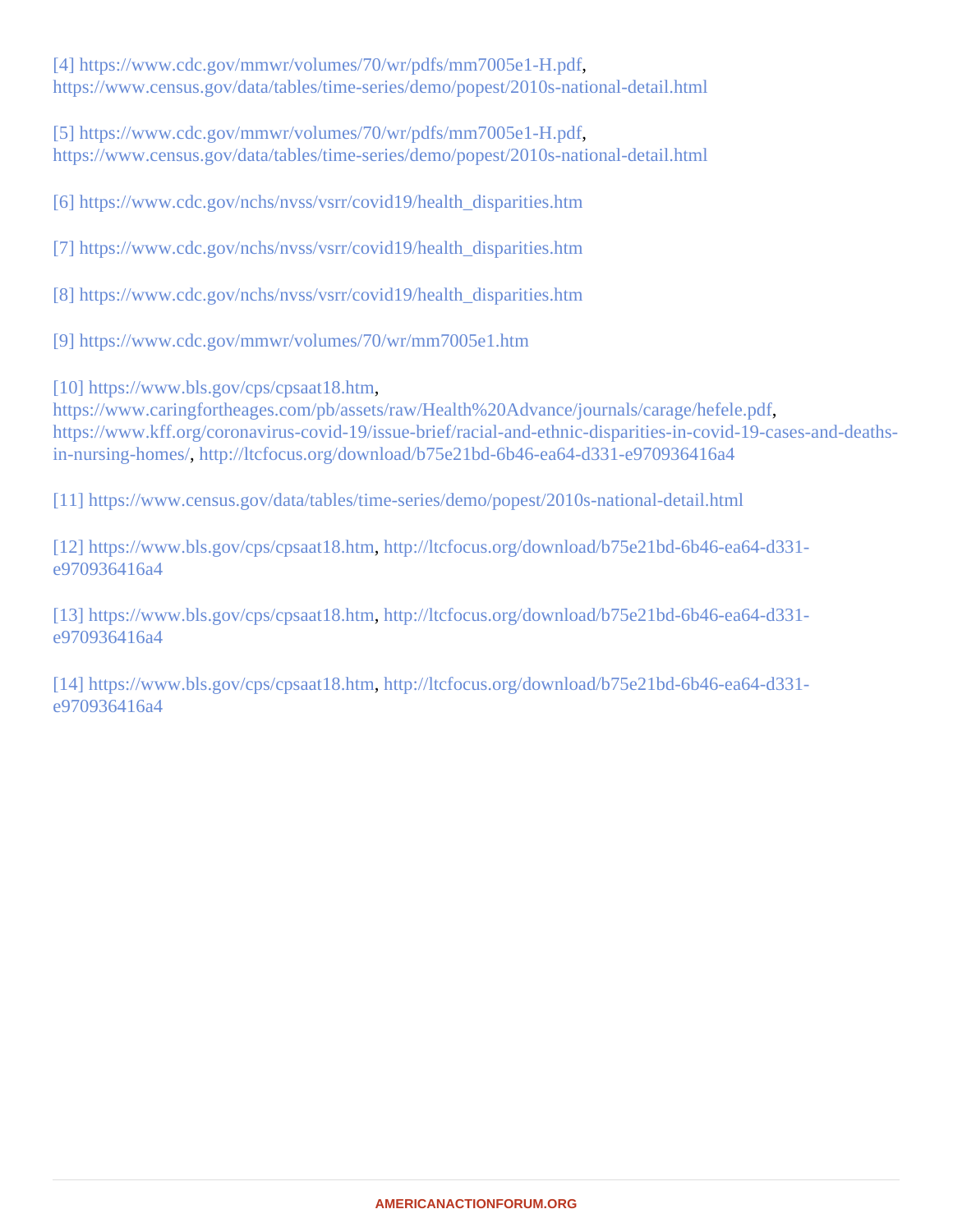[4] https://www.cdc.gov/mmwr/volumes/70/wr/pdfs/mm7005e1-H.pdf, https://www.census.gov/data/tables/time-series/demo/popest/2010s-national-detail.html

[5] https://www.cdc.gov/mmwr/volumes/70/wr/pdfs/mm7005e1-H.pdf, https://www.census.gov/data/tables/time-series/demo/popest/2010s-national-detail.html

[6] https://www.cdc.gov/nchs/nvss/vsrr/covid19/health_disparities.htm

[7] https://www.cdc.gov/nchs/nvss/vsrr/covid19/health_disparities.htm

[8] https://www.cdc.gov/nchs/nvss/vsrr/covid19/health_disparities.htm

[9] https://www.cdc.gov/mmwr/volumes/70/wr/mm7005e1.htm

[10] https://www.bls.gov/cps/cpsaat18.htm, https://www.caringfortheages.com/pb/assets/raw/Health%20Advance/journals/carage/hefele.pdf, https://www.kff.org/coronavirus-covid-19/issue-brief/racial-and-ethnic-disparities-in-covid-19-cases-and-deaths-in-nursing-homes/, http://ltcfocus.org/download/b75e21bd-6b46-ea64-d331-e970936416a4

[11] https://www.census.gov/data/tables/time-series/demo/popest/2010s-national-detail.html

[12] https://www.bls.gov/cps/cpsaat18.htm, http://ltcfocus.org/download/b75e21bd-6b46-ea64-d331-e970936416a4

[13] https://www.bls.gov/cps/cpsaat18.htm, http://ltcfocus.org/download/b75e21bd-6b46-ea64-d331-e970936416a4

[14] https://www.bls.gov/cps/cpsaat18.htm, http://ltcfocus.org/download/b75e21bd-6b46-ea64-d331-e970936416a4